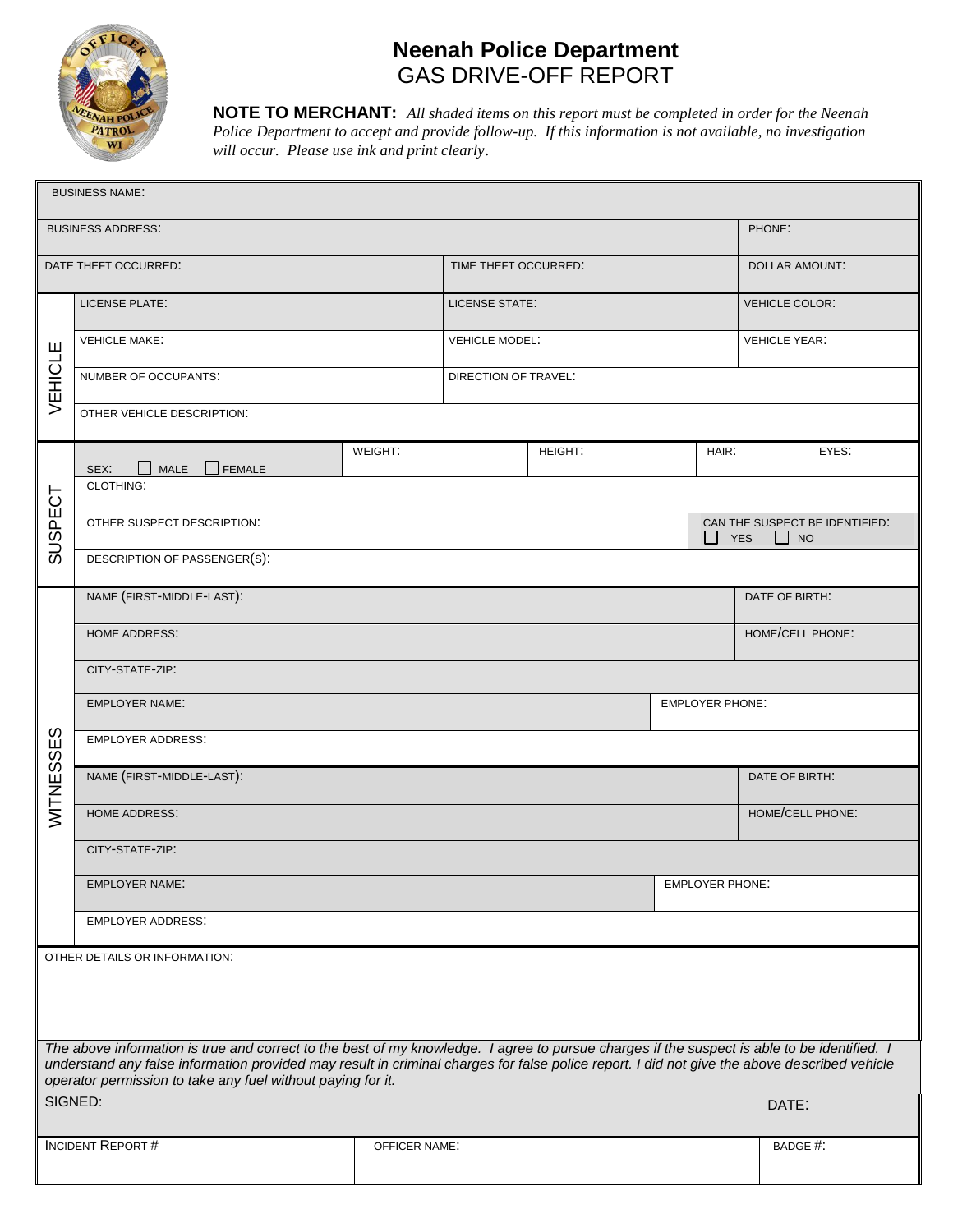# Neenah Police Department

## GAS DRIVE-OFF REPORT

**NOTE TO MERCHANT:** *All shaded items on this report must be completed in order for the Neenah Police Department to accept and provide follow-up. If this information is not available, no investigation will occur. Please use ink and print clearly.*

| | | | | |
|---|---|---|---|---|
| BUSINESS NAME: | | | | |
| BUSINESS ADDRESS: | | | PHONE: | |
| DATE THEFT OCCURRED: | TIME THEFT OCCURRED: | | DOLLAR AMOUNT: | |

**VEHICLE**

| | | |
|---|---|---|
| LICENSE PLATE: | LICENSE STATE: | VEHICLE COLOR: |
| VEHICLE MAKE: | VEHICLE MODEL: | VEHICLE YEAR: |
| NUMBER OF OCCUPANTS: | DIRECTION OF TRAVEL: | |
| OTHER VEHICLE DESCRIPTION: | | |

**SUSPECT**

| | | | | |
|---|---|---|---|---|
| SEX: ☐ MALE ☐ FEMALE | WEIGHT: | HEIGHT: | HAIR: | EYES: |
| CLOTHING: | | | | |
| OTHER SUSPECT DESCRIPTION: | | | CAN THE SUSPECT BE IDENTIFIED: ☐ YES ☐ NO | |
| DESCRIPTION OF PASSENGER(S): | | | | |

**WITNESSES**

| | |
|---|---|
| NAME (FIRST-MIDDLE-LAST): | DATE OF BIRTH: |
| HOME ADDRESS: | HOME/CELL PHONE: |
| CITY-STATE-ZIP: | |
| EMPLOYER NAME: | EMPLOYER PHONE: |
| EMPLOYER ADDRESS: | |
| NAME (FIRST-MIDDLE-LAST): | DATE OF BIRTH: |
| HOME ADDRESS: | HOME/CELL PHONE: |
| CITY-STATE-ZIP: | |
| EMPLOYER NAME: | EMPLOYER PHONE: |
| EMPLOYER ADDRESS: | |

OTHER DETAILS OR INFORMATION:

*The above information is true and correct to the best of my knowledge. I agree to pursue charges if the suspect is able to be identified. I understand any false information provided may result in criminal charges for false police report. I did not give the above described vehicle operator permission to take any fuel without paying for it.*

SIGNED: DATE:

| | | |
|---|---|---|
| INCIDENT REPORT # | OFFICER NAME: | BADGE #: |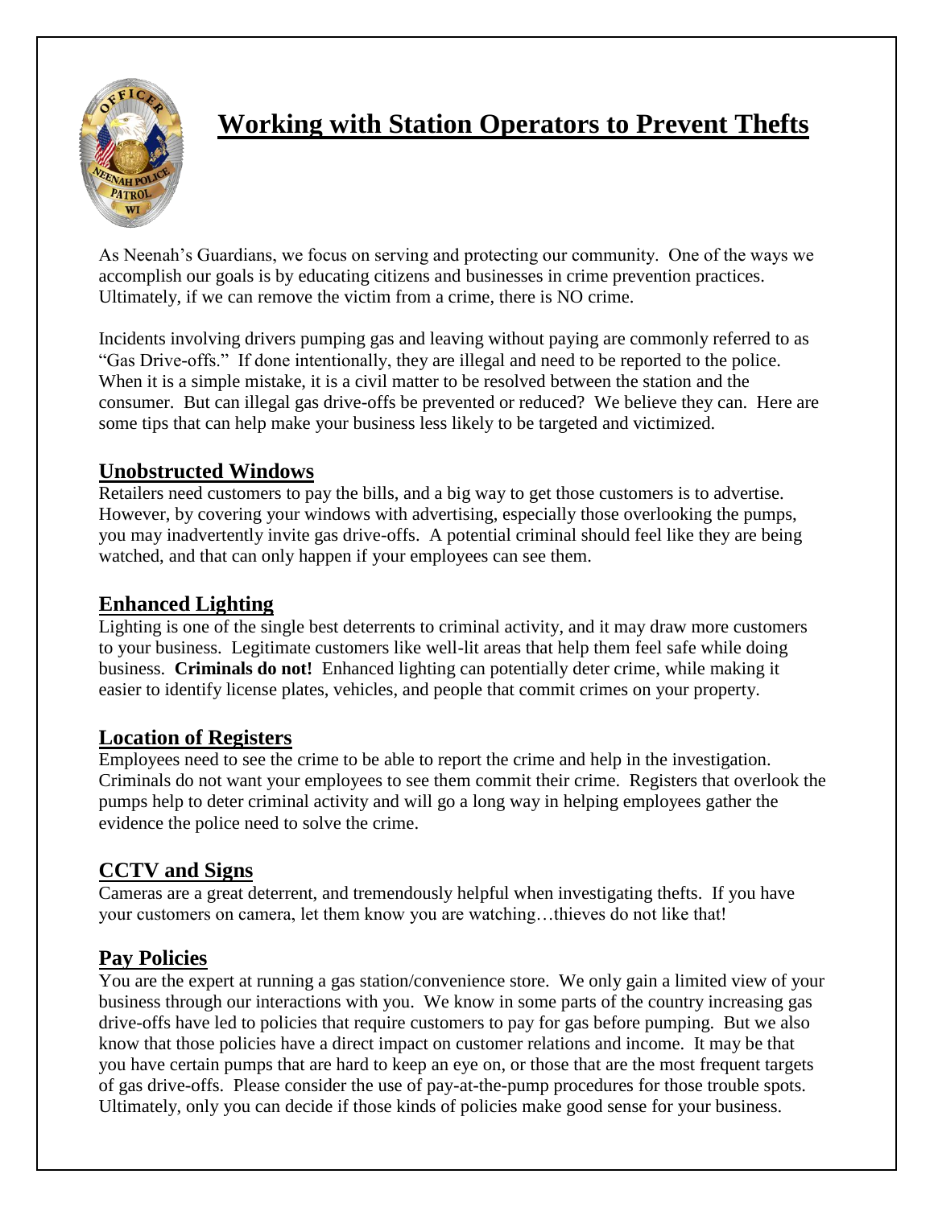# Working with Station Operators to Prevent Thefts

As Neenah's Guardians, we focus on serving and protecting our community. One of the ways we accomplish our goals is by educating citizens and businesses in crime prevention practices. Ultimately, if we can remove the victim from a crime, there is NO crime.

Incidents involving drivers pumping gas and leaving without paying are commonly referred to as "Gas Drive-offs." If done intentionally, they are illegal and need to be reported to the police. When it is a simple mistake, it is a civil matter to be resolved between the station and the consumer. But can illegal gas drive-offs be prevented or reduced? We believe they can. Here are some tips that can help make your business less likely to be targeted and victimized.

## Unobstructed Windows

Retailers need customers to pay the bills, and a big way to get those customers is to advertise. However, by covering your windows with advertising, especially those overlooking the pumps, you may inadvertently invite gas drive-offs. A potential criminal should feel like they are being watched, and that can only happen if your employees can see them.

## Enhanced Lighting

Lighting is one of the single best deterrents to criminal activity, and it may draw more customers to your business. Legitimate customers like well-lit areas that help them feel safe while doing business. **Criminals do not!** Enhanced lighting can potentially deter crime, while making it easier to identify license plates, vehicles, and people that commit crimes on your property.

## Location of Registers

Employees need to see the crime to be able to report the crime and help in the investigation. Criminals do not want your employees to see them commit their crime. Registers that overlook the pumps help to deter criminal activity and will go a long way in helping employees gather the evidence the police need to solve the crime.

## CCTV and Signs

Cameras are a great deterrent, and tremendously helpful when investigating thefts. If you have your customers on camera, let them know you are watching…thieves do not like that!

## Pay Policies

You are the expert at running a gas station/convenience store. We only gain a limited view of your business through our interactions with you. We know in some parts of the country increasing gas drive-offs have led to policies that require customers to pay for gas before pumping. But we also know that those policies have a direct impact on customer relations and income. It may be that you have certain pumps that are hard to keep an eye on, or those that are the most frequent targets of gas drive-offs. Please consider the use of pay-at-the-pump procedures for those trouble spots. Ultimately, only you can decide if those kinds of policies make good sense for your business.